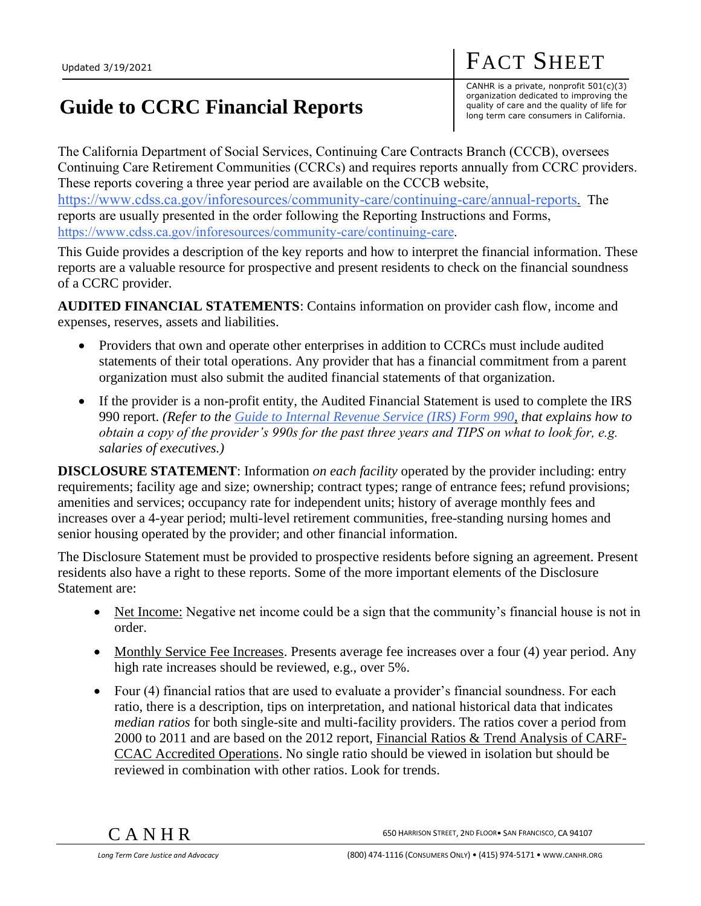Updated 3/19/2021

# FACT SHEET

CANHR is a private, nonprofit 501(c)(3) organization dedicated to improving the quality of care and the quality of life for long term care consumers in California.

# Guide to CCRC Financial Reports

The California Department of Social Services, Continuing Care Contracts Branch (CCCB), oversees Continuing Care Retirement Communities (CCRCs) and requires reports annually from CCRC providers. These reports covering a three year period are available on the CCCB website, https://www.cdss.ca.gov/inforesources/community-care/continuing-care/annual-reports. The reports are usually presented in the order following the Reporting Instructions and Forms, https://www.cdss.ca.gov/inforesources/community-care/continuing-care.

This Guide provides a description of the key reports and how to interpret the financial information. These reports are a valuable resource for prospective and present residents to check on the financial soundness of a CCRC provider.

**AUDITED FINANCIAL STATEMENTS**: Contains information on provider cash flow, income and expenses, reserves, assets and liabilities.

- Providers that own and operate other enterprises in addition to CCRCs must include audited statements of their total operations. Any provider that has a financial commitment from a parent organization must also submit the audited financial statements of that organization.
- If the provider is a non-profit entity, the Audited Financial Statement is used to complete the IRS 990 report. *(Refer to the Guide to Internal Revenue Service (IRS) Form 990, that explains how to obtain a copy of the provider's 990s for the past three years and TIPS on what to look for, e.g. salaries of executives.)*

**DISCLOSURE STATEMENT**: Information *on each facility* operated by the provider including: entry requirements; facility age and size; ownership; contract types; range of entrance fees; refund provisions; amenities and services; occupancy rate for independent units; history of average monthly fees and increases over a 4-year period; multi-level retirement communities, free-standing nursing homes and senior housing operated by the provider; and other financial information.

The Disclosure Statement must be provided to prospective residents before signing an agreement. Present residents also have a right to these reports. Some of the more important elements of the Disclosure Statement are:

- Net Income: Negative net income could be a sign that the community's financial house is not in order.
- Monthly Service Fee Increases. Presents average fee increases over a four (4) year period. Any high rate increases should be reviewed, e.g., over 5%.
- Four (4) financial ratios that are used to evaluate a provider's financial soundness. For each ratio, there is a description, tips on interpretation, and national historical data that indicates *median ratios* for both single-site and multi-facility providers. The ratios cover a period from 2000 to 2011 and are based on the 2012 report, Financial Ratios & Trend Analysis of CARF-CCAC Accredited Operations. No single ratio should be viewed in isolation but should be reviewed in combination with other ratios. Look for trends.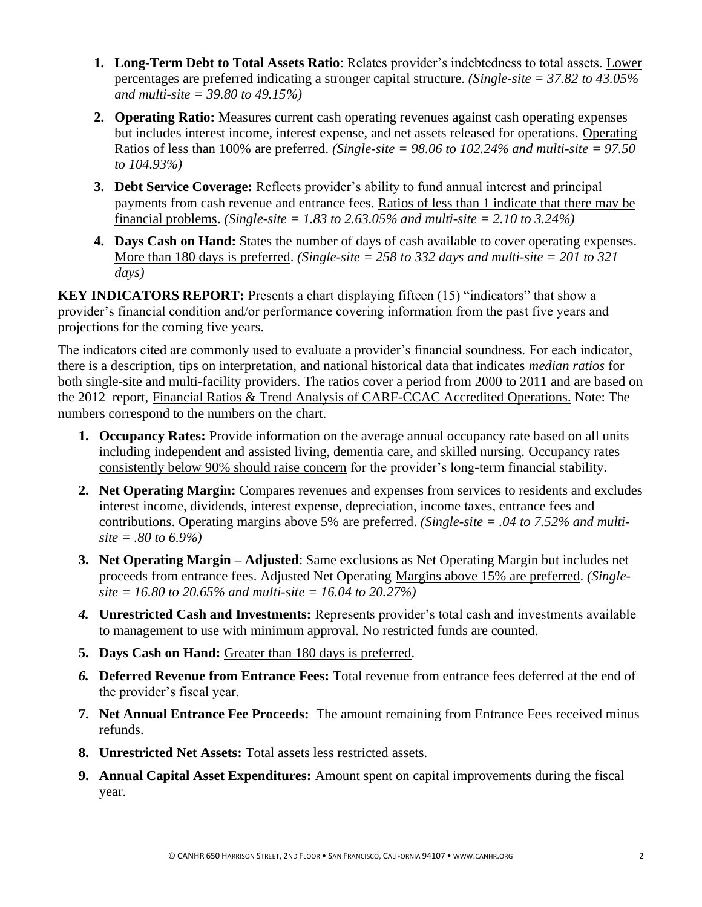1. **Long-Term Debt to Total Assets Ratio**: Relates provider's indebtedness to total assets. Lower percentages are preferred indicating a stronger capital structure. *(Single-site = 37.82 to 43.05% and multi-site = 39.80 to 49.15%)*
2. **Operating Ratio:** Measures current cash operating revenues against cash operating expenses but includes interest income, interest expense, and net assets released for operations. Operating Ratios of less than 100% are preferred. *(Single-site = 98.06 to 102.24% and multi-site = 97.50 to 104.93%)*
3. **Debt Service Coverage:** Reflects provider's ability to fund annual interest and principal payments from cash revenue and entrance fees. Ratios of less than 1 indicate that there may be financial problems. *(Single-site = 1.83 to 2.63.05% and multi-site = 2.10 to 3.24%)*
4. **Days Cash on Hand:** States the number of days of cash available to cover operating expenses. More than 180 days is preferred. *(Single-site = 258 to 332 days and multi-site = 201 to 321 days)*

**KEY INDICATORS REPORT:** Presents a chart displaying fifteen (15) "indicators" that show a provider's financial condition and/or performance covering information from the past five years and projections for the coming five years.

The indicators cited are commonly used to evaluate a provider's financial soundness. For each indicator, there is a description, tips on interpretation, and national historical data that indicates *median ratios* for both single-site and multi-facility providers. The ratios cover a period from 2000 to 2011 and are based on the 2012 report, Financial Ratios & Trend Analysis of CARF-CCAC Accredited Operations. Note: The numbers correspond to the numbers on the chart.

1. **Occupancy Rates:** Provide information on the average annual occupancy rate based on all units including independent and assisted living, dementia care, and skilled nursing. Occupancy rates consistently below 90% should raise concern for the provider's long-term financial stability.
2. **Net Operating Margin:** Compares revenues and expenses from services to residents and excludes interest income, dividends, interest expense, depreciation, income taxes, entrance fees and contributions. Operating margins above 5% are preferred. *(Single-site = .04 to 7.52% and multi-site = .80 to 6.9%)*
3. **Net Operating Margin – Adjusted**: Same exclusions as Net Operating Margin but includes net proceeds from entrance fees. Adjusted Net Operating Margins above 15% are preferred. *(Single-site = 16.80 to 20.65% and multi-site = 16.04 to 20.27%)*
4. **Unrestricted Cash and Investments:** Represents provider's total cash and investments available to management to use with minimum approval. No restricted funds are counted.
5. **Days Cash on Hand:** Greater than 180 days is preferred.
6. **Deferred Revenue from Entrance Fees:** Total revenue from entrance fees deferred at the end of the provider's fiscal year.
7. **Net Annual Entrance Fee Proceeds:** The amount remaining from Entrance Fees received minus refunds.
8. **Unrestricted Net Assets:** Total assets less restricted assets.
9. **Annual Capital Asset Expenditures:** Amount spent on capital improvements during the fiscal year.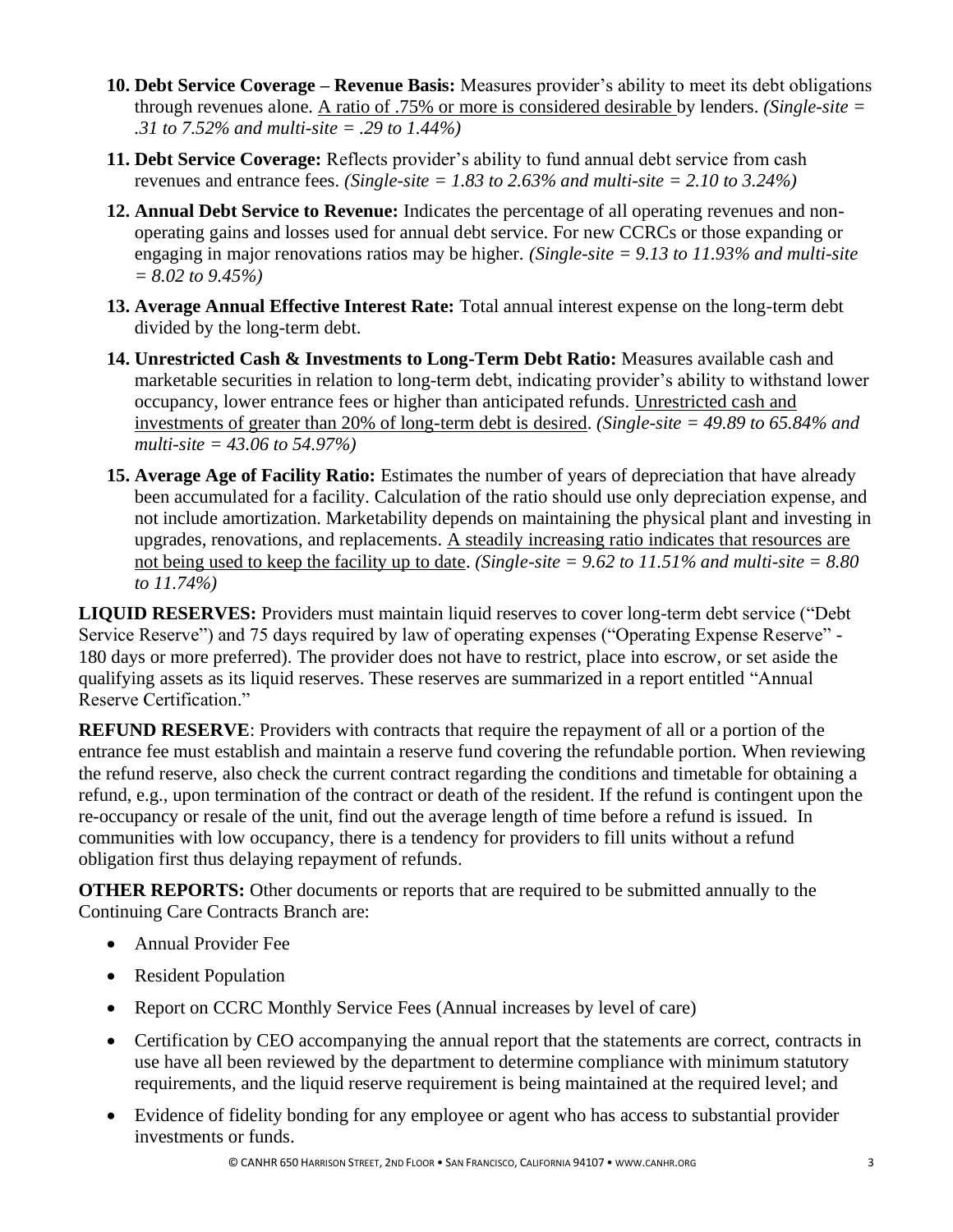10. **Debt Service Coverage – Revenue Basis:** Measures provider's ability to meet its debt obligations through revenues alone. <u>A ratio of .75% or more is considered desirable</u> by lenders. *(Single-site = .31 to 7.52% and multi-site = .29 to 1.44%)*

11. **Debt Service Coverage:** Reflects provider's ability to fund annual debt service from cash revenues and entrance fees. *(Single-site = 1.83 to 2.63% and multi-site = 2.10 to 3.24%)*

12. **Annual Debt Service to Revenue:** Indicates the percentage of all operating revenues and non-operating gains and losses used for annual debt service. For new CCRCs or those expanding or engaging in major renovations ratios may be higher. *(Single-site = 9.13 to 11.93% and multi-site = 8.02 to 9.45%)*

13. **Average Annual Effective Interest Rate:** Total annual interest expense on the long-term debt divided by the long-term debt.

14. **Unrestricted Cash & Investments to Long-Term Debt Ratio:** Measures available cash and marketable securities in relation to long-term debt, indicating provider's ability to withstand lower occupancy, lower entrance fees or higher than anticipated refunds. <u>Unrestricted cash and investments of greater than 20% of long-term debt is desired</u>. *(Single-site = 49.89 to 65.84% and multi-site = 43.06 to 54.97%)*

15. **Average Age of Facility Ratio:** Estimates the number of years of depreciation that have already been accumulated for a facility. Calculation of the ratio should use only depreciation expense, and not include amortization. Marketability depends on maintaining the physical plant and investing in upgrades, renovations, and replacements. <u>A steadily increasing ratio indicates that resources are not being used to keep the facility up to date</u>. *(Single-site = 9.62 to 11.51% and multi-site = 8.80 to 11.74%)*

**LIQUID RESERVES:** Providers must maintain liquid reserves to cover long-term debt service ("Debt Service Reserve") and 75 days required by law of operating expenses ("Operating Expense Reserve" - 180 days or more preferred). The provider does not have to restrict, place into escrow, or set aside the qualifying assets as its liquid reserves. These reserves are summarized in a report entitled "Annual Reserve Certification."

**REFUND RESERVE**: Providers with contracts that require the repayment of all or a portion of the entrance fee must establish and maintain a reserve fund covering the refundable portion. When reviewing the refund reserve, also check the current contract regarding the conditions and timetable for obtaining a refund, e.g., upon termination of the contract or death of the resident. If the refund is contingent upon the re-occupancy or resale of the unit, find out the average length of time before a refund is issued. In communities with low occupancy, there is a tendency for providers to fill units without a refund obligation first thus delaying repayment of refunds.

**OTHER REPORTS:** Other documents or reports that are required to be submitted annually to the Continuing Care Contracts Branch are:

- Annual Provider Fee
- Resident Population
- Report on CCRC Monthly Service Fees (Annual increases by level of care)
- Certification by CEO accompanying the annual report that the statements are correct, contracts in use have all been reviewed by the department to determine compliance with minimum statutory requirements, and the liquid reserve requirement is being maintained at the required level; and
- Evidence of fidelity bonding for any employee or agent who has access to substantial provider investments or funds.